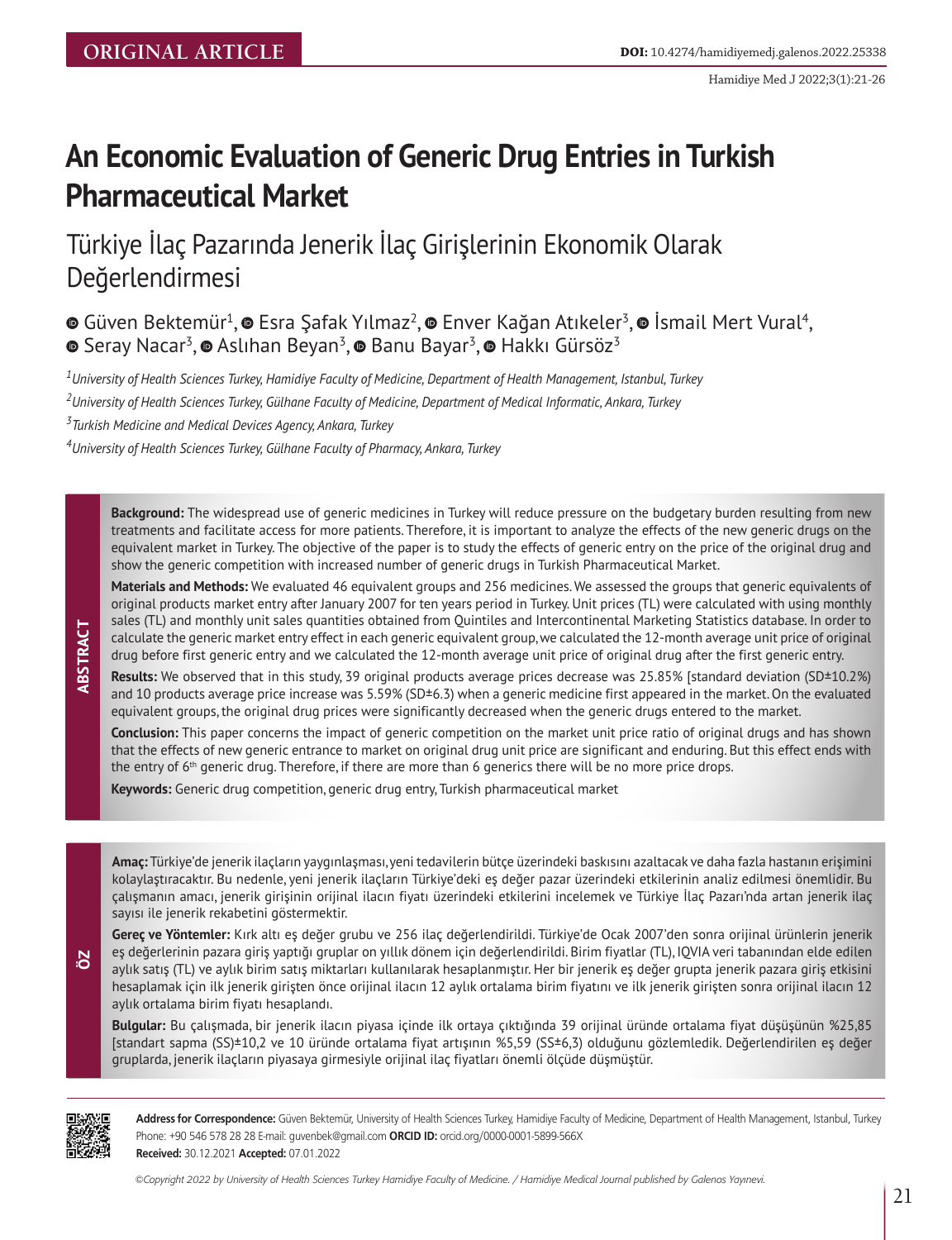ORIGINAL ARTICLE

**DOI:** 10.4274/hamidiyemedj.galenos.2022.25338

# An Economic Evaluation of Generic Drug Entries in Turkish Pharmaceutical Market

## Türkiye İlaç Pazarında Jenerik İlaç Girişlerinin Ekonomik Olarak Değerlendirmesi

Güven Bektemür[1], Esra Şafak Yılmaz[2], Enver Kağan Atıkeler[3], İsmail Mert Vural[4], Seray Nacar[3], Aslıhan Beyan[3], Banu Bayar[3], Hakkı Gürsöz[3]

*[1]University of Health Sciences Turkey, Hamidiye Faculty of Medicine, Department of Health Management, Istanbul, Turkey*

*[2]University of Health Sciences Turkey, Gülhane Faculty of Medicine, Department of Medical Informatic, Ankara, Turkey*

*[3]Turkish Medicine and Medical Devices Agency, Ankara, Turkey*

*[4]University of Health Sciences Turkey, Gülhane Faculty of Pharmacy, Ankara, Turkey*

### ABSTRACT

**Background:** The widespread use of generic medicines in Turkey will reduce pressure on the budgetary burden resulting from new treatments and facilitate access for more patients. Therefore, it is important to analyze the effects of the new generic drugs on the equivalent market in Turkey. The objective of the paper is to study the effects of generic entry on the price of the original drug and show the generic competition with increased number of generic drugs in Turkish Pharmaceutical Market.

**Materials and Methods:** We evaluated 46 equivalent groups and 256 medicines. We assessed the groups that generic equivalents of original products market entry after January 2007 for ten years period in Turkey. Unit prices (TL) were calculated with using monthly sales (TL) and monthly unit sales quantities obtained from Quintiles and Intercontinental Marketing Statistics database. In order to calculate the generic market entry effect in each generic equivalent group, we calculated the 12-month average unit price of original drug before first generic entry and we calculated the 12-month average unit price of original drug after the first generic entry.

**Results:** We observed that in this study, 39 original products average prices decrease was 25.85% [standard deviation (SD±10.2%) and 10 products average price increase was 5.59% (SD±6.3) when a generic medicine first appeared in the market. On the evaluated equivalent groups, the original drug prices were significantly decreased when the generic drugs entered to the market.

**Conclusion:** This paper concerns the impact of generic competition on the market unit price ratio of original drugs and has shown that the effects of new generic entrance to market on original drug unit price are significant and enduring. But this effect ends with the entry of 6th generic drug. Therefore, if there are more than 6 generics there will be no more price drops.

**Keywords:** Generic drug competition, generic drug entry, Turkish pharmaceutical market

### ÖZ

**Amaç:** Türkiye'de jenerik ilaçların yaygınlaşması, yeni tedavilerin bütçe üzerindeki baskısını azaltacak ve daha fazla hastanın erişimini kolaylaştıracaktır. Bu nedenle, yeni jenerik ilaçların Türkiye'deki eş değer pazar üzerindeki etkilerinin analiz edilmesi önemlidir. Bu çalışmanın amacı, jenerik girişinin orijinal ilacın fiyatı üzerindeki etkilerini incelemek ve Türkiye İlaç Pazarı'nda artan jenerik ilaç sayısı ile jenerik rekabetini göstermektir.

**Gereç ve Yöntemler:** Kırk altı eş değer grubu ve 256 ilaç değerlendirildi. Türkiye'de Ocak 2007'den sonra orijinal ürünlerin jenerik eş değerlerinin pazara giriş yaptığı gruplar on yıllık dönem için değerlendirildi. Birim fiyatlar (TL), IQVIA veri tabanından elde edilen aylık satış (TL) ve aylık birim satış miktarları kullanılarak hesaplanmıştır. Her bir jenerik eş değer grupta jenerik pazara giriş etkisini hesaplamak için ilk jenerik girişten önce orijinal ilacın 12 aylık ortalama birim fiyatını ve ilk jenerik girişten sonra orijinal ilacın 12 aylık ortalama birim fiyatı hesaplandı.

**Bulgular:** Bu çalışmada, bir jenerik ilacın piyasa içinde ilk ortaya çıktığında 39 orijinal üründe ortalama fiyat düşüşünün %25,85 [standart sapma (SS)±10,2 ve 10 üründe ortalama fiyat artışının %5,59 (SS±6,3) olduğunu gözlemledik. Değerlendirilen eş değer gruplarda, jenerik ilaçların piyasaya girmesiyle orijinal ilaç fiyatları önemli ölçüde düşmüştür.

---

**Address for Correspondence:** Güven Bektemür, University of Health Sciences Turkey, Hamidiye Faculty of Medicine, Department of Health Management, Istanbul, Turkey
Phone: +90 546 578 28 28 E-mail: guvenbek@gmail.com **ORCID ID:** orcid.org/0000-0001-5899-566X
**Received:** 30.12.2021 **Accepted:** 07.01.2022

*©Copyright 2022 by University of Health Sciences Turkey Hamidiye Faculty of Medicine. / Hamidiye Medical Journal published by Galenos Yayınevi.*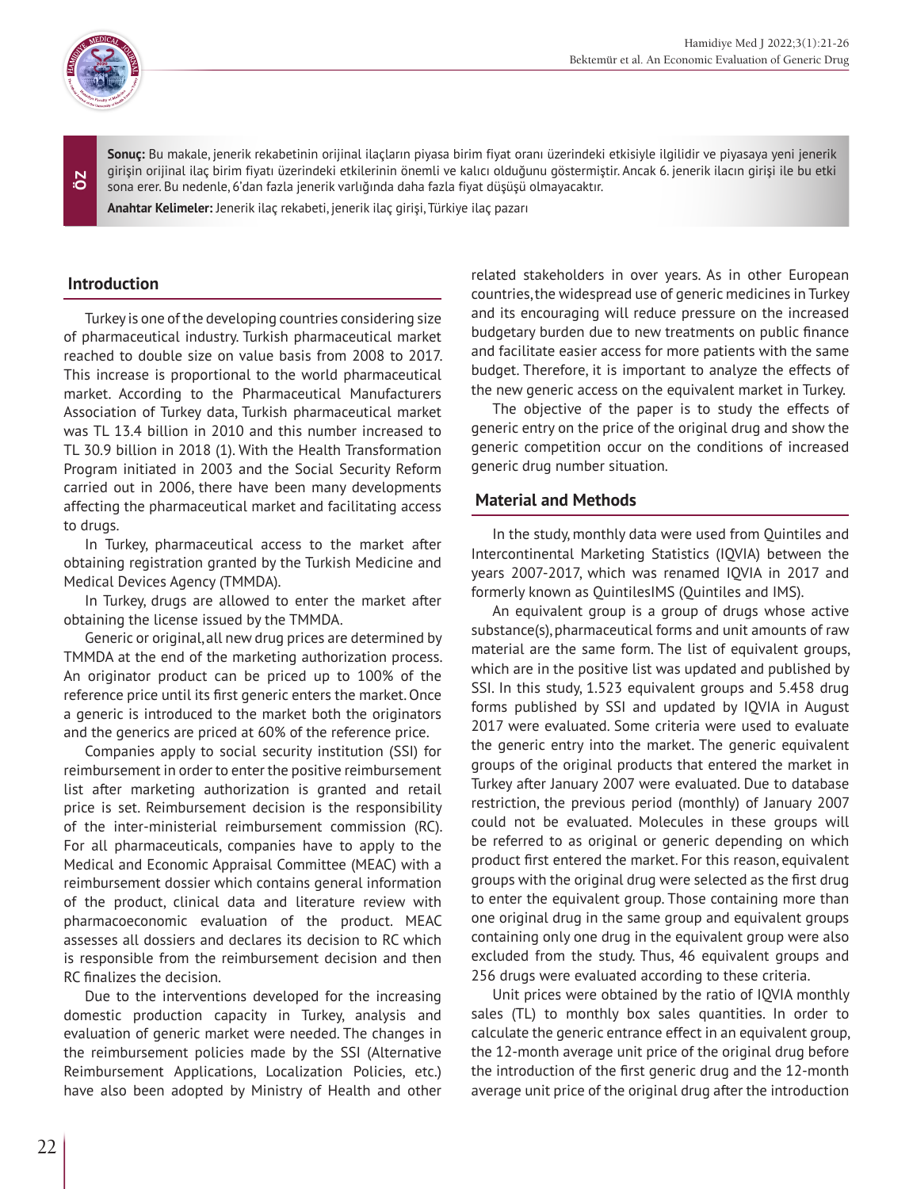**Sonuç:** Bu makale, jenerik rekabetinin orijinal ilaçların piyasa birim fiyat oranı üzerindeki etkisiyle ilgilidir ve piyasaya yeni jenerik girişin orijinal ilaç birim fiyatı üzerindeki etkilerinin önemli ve kalıcı olduğunu göstermiştir. Ancak 6. jenerik ilacın girişi ile bu etki sona erer. Bu nedenle, 6'dan fazla jenerik varlığında daha fazla fiyat düşüşü olmayacaktır.

**Anahtar Kelimeler:** Jenerik ilaç rekabeti, jenerik ilaç girişi, Türkiye ilaç pazarı

## Introduction

Turkey is one of the developing countries considering size of pharmaceutical industry. Turkish pharmaceutical market reached to double size on value basis from 2008 to 2017. This increase is proportional to the world pharmaceutical market. According to the Pharmaceutical Manufacturers Association of Turkey data, Turkish pharmaceutical market was TL 13.4 billion in 2010 and this number increased to TL 30.9 billion in 2018 (1). With the Health Transformation Program initiated in 2003 and the Social Security Reform carried out in 2006, there have been many developments affecting the pharmaceutical market and facilitating access to drugs.

In Turkey, pharmaceutical access to the market after obtaining registration granted by the Turkish Medicine and Medical Devices Agency (TMMDA).

In Turkey, drugs are allowed to enter the market after obtaining the license issued by the TMMDA.

Generic or original, all new drug prices are determined by TMMDA at the end of the marketing authorization process. An originator product can be priced up to 100% of the reference price until its first generic enters the market. Once a generic is introduced to the market both the originators and the generics are priced at 60% of the reference price.

Companies apply to social security institution (SSI) for reimbursement in order to enter the positive reimbursement list after marketing authorization is granted and retail price is set. Reimbursement decision is the responsibility of the inter-ministerial reimbursement commission (RC). For all pharmaceuticals, companies have to apply to the Medical and Economic Appraisal Committee (MEAC) with a reimbursement dossier which contains general information of the product, clinical data and literature review with pharmacoeconomic evaluation of the product. MEAC assesses all dossiers and declares its decision to RC which is responsible from the reimbursement decision and then RC finalizes the decision.

Due to the interventions developed for the increasing domestic production capacity in Turkey, analysis and evaluation of generic market were needed. The changes in the reimbursement policies made by the SSI (Alternative Reimbursement Applications, Localization Policies, etc.) have also been adopted by Ministry of Health and other related stakeholders in over years. As in other European countries, the widespread use of generic medicines in Turkey and its encouraging will reduce pressure on the increased budgetary burden due to new treatments on public finance and facilitate easier access for more patients with the same budget. Therefore, it is important to analyze the effects of the new generic access on the equivalent market in Turkey.

The objective of the paper is to study the effects of generic entry on the price of the original drug and show the generic competition occur on the conditions of increased generic drug number situation.

## Material and Methods

In the study, monthly data were used from Quintiles and Intercontinental Marketing Statistics (IQVIA) between the years 2007-2017, which was renamed IQVIA in 2017 and formerly known as QuintilesIMS (Quintiles and IMS).

An equivalent group is a group of drugs whose active substance(s), pharmaceutical forms and unit amounts of raw material are the same form. The list of equivalent groups, which are in the positive list was updated and published by SSI. In this study, 1.523 equivalent groups and 5.458 drug forms published by SSI and updated by IQVIA in August 2017 were evaluated. Some criteria were used to evaluate the generic entry into the market. The generic equivalent groups of the original products that entered the market in Turkey after January 2007 were evaluated. Due to database restriction, the previous period (monthly) of January 2007 could not be evaluated. Molecules in these groups will be referred to as original or generic depending on which product first entered the market. For this reason, equivalent groups with the original drug were selected as the first drug to enter the equivalent group. Those containing more than one original drug in the same group and equivalent groups containing only one drug in the equivalent group were also excluded from the study. Thus, 46 equivalent groups and 256 drugs were evaluated according to these criteria.

Unit prices were obtained by the ratio of IQVIA monthly sales (TL) to monthly box sales quantities. In order to calculate the generic entrance effect in an equivalent group, the 12-month average unit price of the original drug before the introduction of the first generic drug and the 12-month average unit price of the original drug after the introduction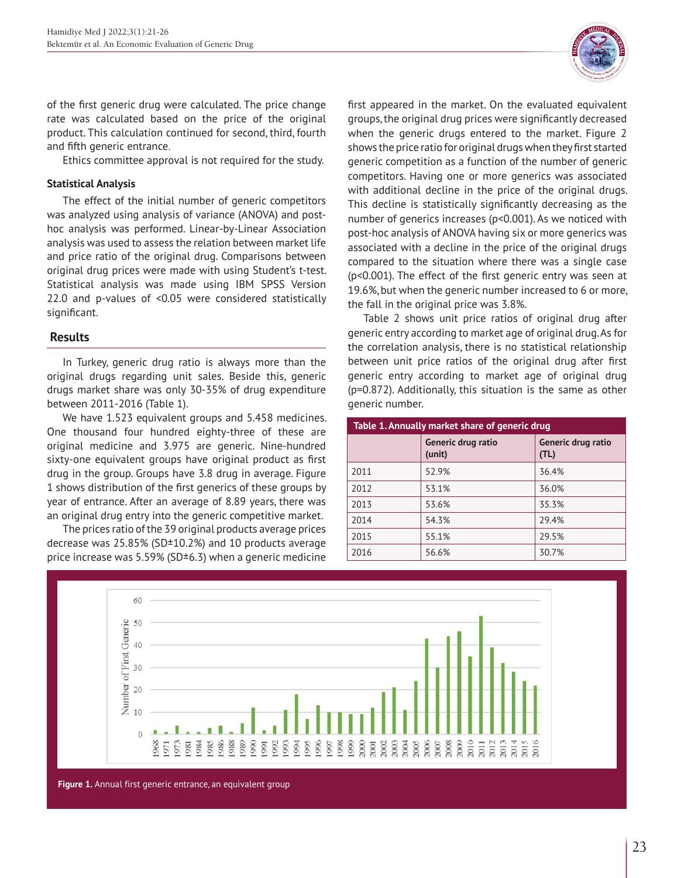of the first generic drug were calculated. The price change rate was calculated based on the price of the original product. This calculation continued for second, third, fourth and fifth generic entrance.

Ethics committee approval is not required for the study.

### Statistical Analysis

The effect of the initial number of generic competitors was analyzed using analysis of variance (ANOVA) and post-hoc analysis was performed. Linear-by-Linear Association analysis was used to assess the relation between market life and price ratio of the original drug. Comparisons between original drug prices were made with using Student's t-test. Statistical analysis was made using IBM SPSS Version 22.0 and p-values of <0.05 were considered statistically significant.

## Results

In Turkey, generic drug ratio is always more than the original drugs regarding unit sales. Beside this, generic drugs market share was only 30-35% of drug expenditure between 2011-2016 (Table 1).

We have 1.523 equivalent groups and 5.458 medicines. One thousand four hundred eighty-three of these are original medicine and 3.975 are generic. Nine-hundred sixty-one equivalent groups have original product as first drug in the group. Groups have 3.8 drug in average. Figure 1 shows distribution of the first generics of these groups by year of entrance. After an average of 8.89 years, there was an original drug entry into the generic competitive market.

The prices ratio of the 39 original products average prices decrease was 25.85% (SD±10.2%) and 10 products average price increase was 5.59% (SD±6.3) when a generic medicine first appeared in the market. On the evaluated equivalent groups, the original drug prices were significantly decreased when the generic drugs entered to the market. Figure 2 shows the price ratio for original drugs when they first started generic competition as a function of the number of generic competitors. Having one or more generics was associated with additional decline in the price of the original drugs. This decline is statistically significantly decreasing as the number of generics increases (p<0.001). As we noticed with post-hoc analysis of ANOVA having six or more generics was associated with a decline in the price of the original drugs compared to the situation where there was a single case (p<0.001). The effect of the first generic entry was seen at 19.6%, but when the generic number increased to 6 or more, the fall in the original price was 3.8%.

Table 2 shows unit price ratios of original drug after generic entry according to market age of original drug. As for the correlation analysis, there is no statistical relationship between unit price ratios of the original drug after first generic entry according to market age of original drug (p=0.872). Additionally, this situation is the same as other generic number.

**Table 1. Annually market share of generic drug**

| | Generic drug ratio (unit) | Generic drug ratio (TL) |
|---|---|---|
| 2011 | 52.9% | 36.4% |
| 2012 | 53.1% | 36.0% |
| 2013 | 53.6% | 35.3% |
| 2014 | 54.3% | 29.4% |
| 2015 | 55.1% | 29.5% |
| 2016 | 56.6% | 30.7% |

**Figure 1.** Annual first generic entrance, an equivalent group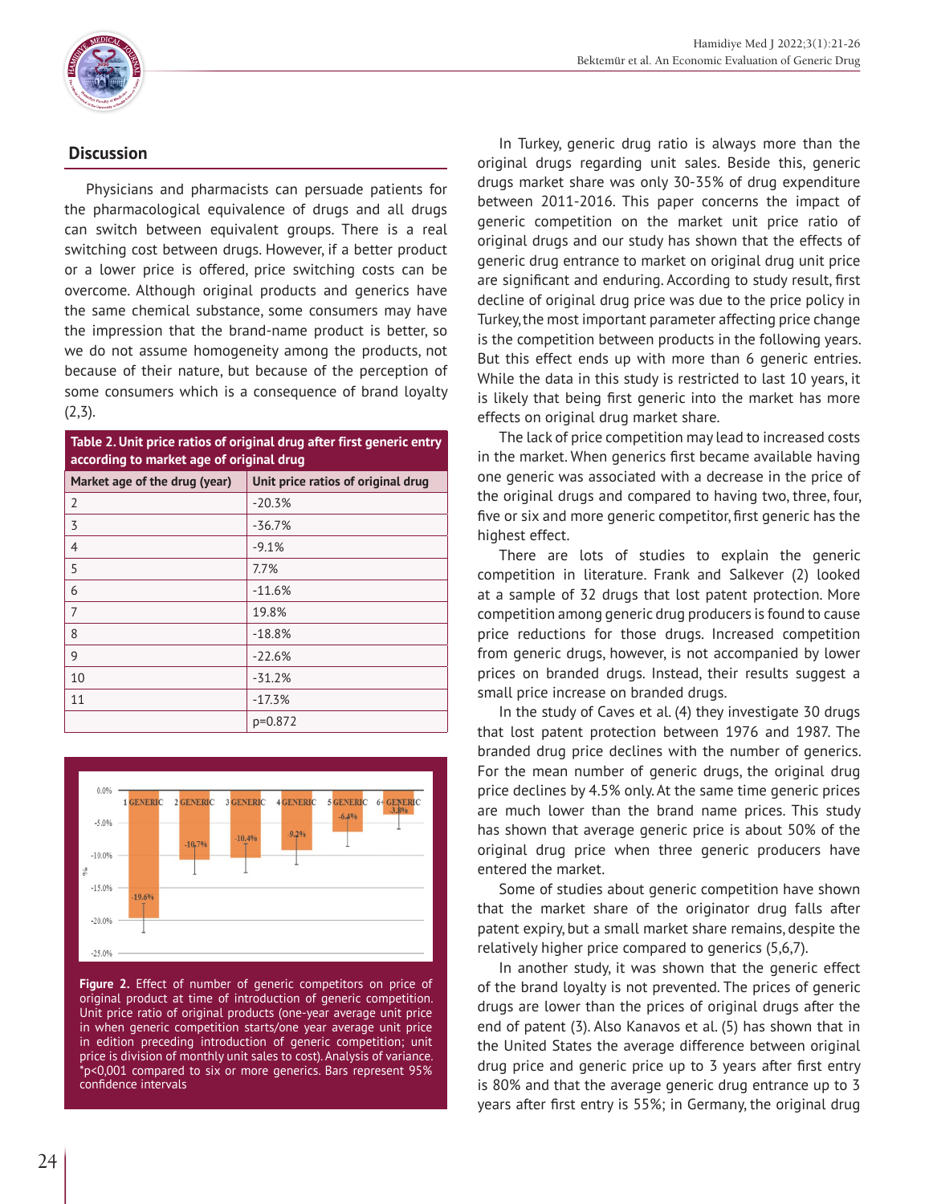## Discussion

Physicians and pharmacists can persuade patients for the pharmacological equivalence of drugs and all drugs can switch between equivalent groups. There is a real switching cost between drugs. However, if a better product or a lower price is offered, price switching costs can be overcome. Although original products and generics have the same chemical substance, some consumers may have the impression that the brand-name product is better, so we do not assume homogeneity among the products, not because of their nature, but because of the perception of some consumers which is a consequence of brand loyalty (2,3).

**Table 2. Unit price ratios of original drug after first generic entry according to market age of original drug**

| Market age of the drug (year) | Unit price ratios of original drug |
|---|---|
| 2 | -20.3% |
| 3 | -36.7% |
| 4 | -9.1% |
| 5 | 7.7% |
| 6 | -11.6% |
| 7 | 19.8% |
| 8 | -18.8% |
| 9 | -22.6% |
| 10 | -31.2% |
| 11 | -17.3% |
| | p=0.872 |

**Figure 2.** Effect of number of generic competitors on price of original product at time of introduction of generic competition. Unit price ratio of original products (one-year average unit price in when generic competition starts/one year average unit price in edition preceding introduction of generic competition; unit price is division of monthly unit sales to cost). Analysis of variance. *p<0,001 compared to six or more generics. Bars represent 95% confidence intervals

In Turkey, generic drug ratio is always more than the original drugs regarding unit sales. Beside this, generic drugs market share was only 30-35% of drug expenditure between 2011-2016. This paper concerns the impact of generic competition on the market unit price ratio of original drugs and our study has shown that the effects of generic drug entrance to market on original drug unit price are significant and enduring. According to study result, first decline of original drug price was due to the price policy in Turkey, the most important parameter affecting price change is the competition between products in the following years. But this effect ends up with more than 6 generic entries. While the data in this study is restricted to last 10 years, it is likely that being first generic into the market has more effects on original drug market share.

The lack of price competition may lead to increased costs in the market. When generics first became available having one generic was associated with a decrease in the price of the original drugs and compared to having two, three, four, five or six and more generic competitor, first generic has the highest effect.

There are lots of studies to explain the generic competition in literature. Frank and Salkever (2) looked at a sample of 32 drugs that lost patent protection. More competition among generic drug producers is found to cause price reductions for those drugs. Increased competition from generic drugs, however, is not accompanied by lower prices on branded drugs. Instead, their results suggest a small price increase on branded drugs.

In the study of Caves et al. (4) they investigate 30 drugs that lost patent protection between 1976 and 1987. The branded drug price declines with the number of generics. For the mean number of generic drugs, the original drug price declines by 4.5% only. At the same time generic prices are much lower than the brand name prices. This study has shown that average generic price is about 50% of the original drug price when three generic producers have entered the market.

Some of studies about generic competition have shown that the market share of the originator drug falls after patent expiry, but a small market share remains, despite the relatively higher price compared to generics (5,6,7).

In another study, it was shown that the generic effect of the brand loyalty is not prevented. The prices of generic drugs are lower than the prices of original drugs after the end of patent (3). Also Kanavos et al. (5) has shown that in the United States the average difference between original drug price and generic price up to 3 years after first entry is 80% and that the average generic drug entrance up to 3 years after first entry is 55%; in Germany, the original drug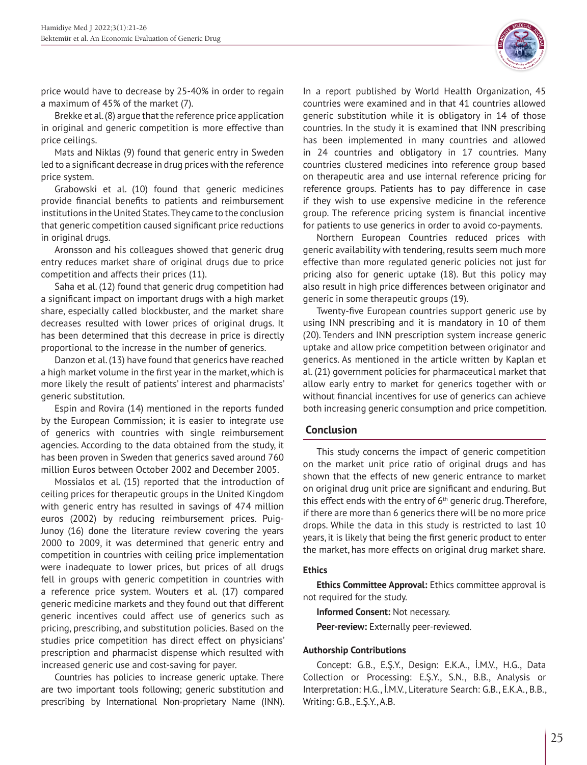price would have to decrease by 25-40% in order to regain a maximum of 45% of the market (7).

Brekke et al. (8) argue that the reference price application in original and generic competition is more effective than price ceilings.

Mats and Niklas (9) found that generic entry in Sweden led to a significant decrease in drug prices with the reference price system.

Grabowski et al. (10) found that generic medicines provide financial benefits to patients and reimbursement institutions in the United States. They came to the conclusion that generic competition caused significant price reductions in original drugs.

Aronsson and his colleagues showed that generic drug entry reduces market share of original drugs due to price competition and affects their prices (11).

Saha et al. (12) found that generic drug competition had a significant impact on important drugs with a high market share, especially called blockbuster, and the market share decreases resulted with lower prices of original drugs. It has been determined that this decrease in price is directly proportional to the increase in the number of generics.

Danzon et al. (13) have found that generics have reached a high market volume in the first year in the market, which is more likely the result of patients' interest and pharmacists' generic substitution.

Espin and Rovira (14) mentioned in the reports funded by the European Commission; it is easier to integrate use of generics with countries with single reimbursement agencies. According to the data obtained from the study, it has been proven in Sweden that generics saved around 760 million Euros between October 2002 and December 2005.

Mossialos et al. (15) reported that the introduction of ceiling prices for therapeutic groups in the United Kingdom with generic entry has resulted in savings of 474 million euros (2002) by reducing reimbursement prices. Puig-Junoy (16) done the literature review covering the years 2000 to 2009, it was determined that generic entry and competition in countries with ceiling price implementation were inadequate to lower prices, but prices of all drugs fell in groups with generic competition in countries with a reference price system. Wouters et al. (17) compared generic medicine markets and they found out that different generic incentives could affect use of generics such as pricing, prescribing, and substitution policies. Based on the studies price competition has direct effect on physicians' prescription and pharmacist dispense which resulted with increased generic use and cost-saving for payer.

Countries has policies to increase generic uptake. There are two important tools following; generic substitution and prescribing by International Non-proprietary Name (INN). In a report published by World Health Organization, 45 countries were examined and in that 41 countries allowed generic substitution while it is obligatory in 14 of those countries. In the study it is examined that INN prescribing has been implemented in many countries and allowed in 24 countries and obligatory in 17 countries. Many countries clustered medicines into reference group based on therapeutic area and use internal reference pricing for reference groups. Patients has to pay difference in case if they wish to use expensive medicine in the reference group. The reference pricing system is financial incentive for patients to use generics in order to avoid co-payments.

Northern European Countries reduced prices with generic availability with tendering, results seem much more effective than more regulated generic policies not just for pricing also for generic uptake (18). But this policy may also result in high price differences between originator and generic in some therapeutic groups (19).

Twenty-five European countries support generic use by using INN prescribing and it is mandatory in 10 of them (20). Tenders and INN prescription system increase generic uptake and allow price competition between originator and generics. As mentioned in the article written by Kaplan et al. (21) government policies for pharmaceutical market that allow early entry to market for generics together with or without financial incentives for use of generics can achieve both increasing generic consumption and price competition.

## Conclusion

This study concerns the impact of generic competition on the market unit price ratio of original drugs and has shown that the effects of new generic entrance to market on original drug unit price are significant and enduring. But this effect ends with the entry of 6th generic drug. Therefore, if there are more than 6 generics there will be no more price drops. While the data in this study is restricted to last 10 years, it is likely that being the first generic product to enter the market, has more effects on original drug market share.

### Ethics

**Ethics Committee Approval:** Ethics committee approval is not required for the study.

**Informed Consent:** Not necessary.

**Peer-review:** Externally peer-reviewed.

### Authorship Contributions

Concept: G.B., E.Ş.Y., Design: E.K.A., İ.M.V., H.G., Data Collection or Processing: E.Ş.Y., S.N., B.B., Analysis or Interpretation: H.G., İ.M.V., Literature Search: G.B., E.K.A., B.B., Writing: G.B., E.Ş.Y., A.B.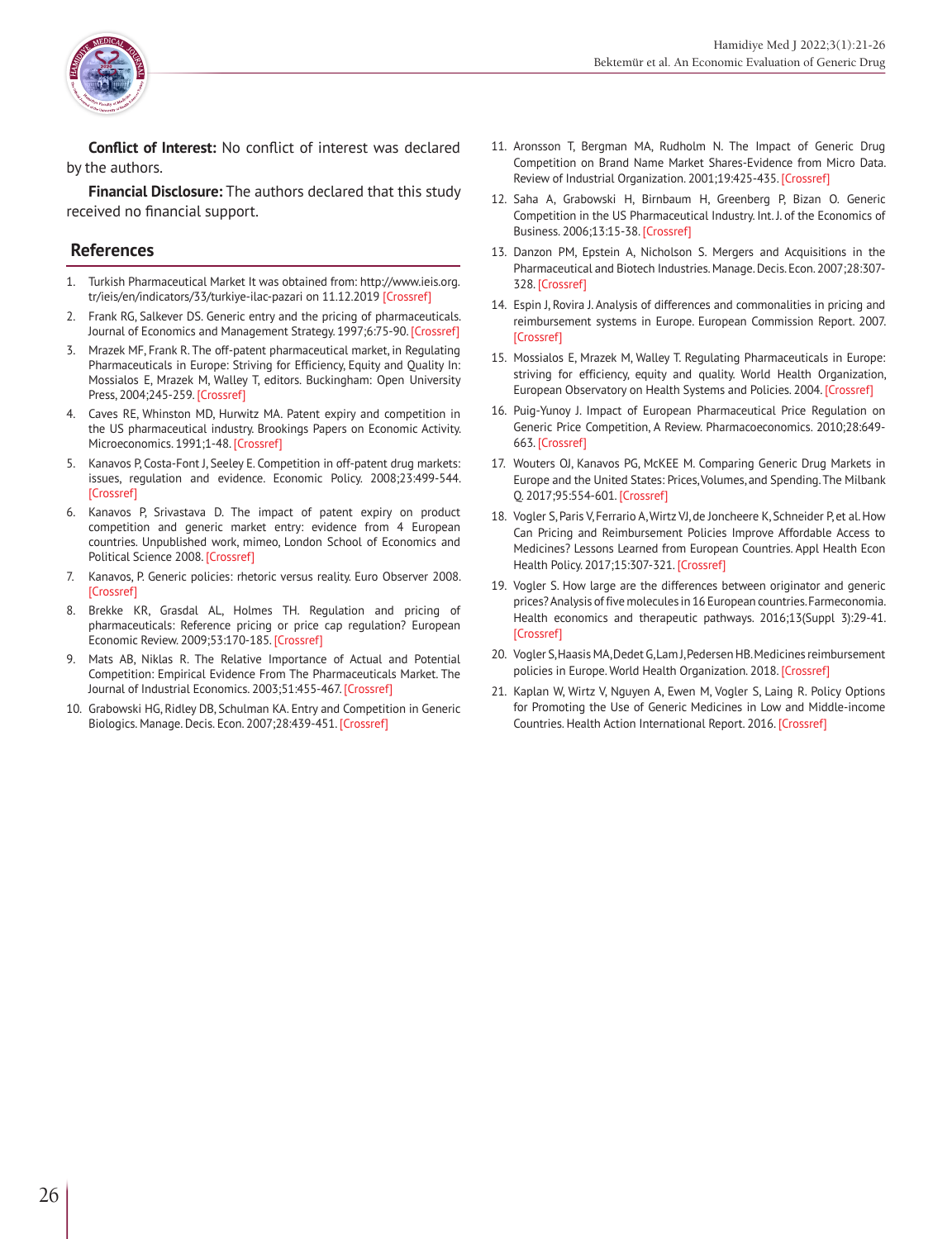**Conflict of Interest:** No conflict of interest was declared by the authors.

**Financial Disclosure:** The authors declared that this study received no financial support.

## References

1. Turkish Pharmaceutical Market It was obtained from: http://www.ieis.org.tr/ieis/en/indicators/33/turkiye-ilac-pazari on 11.12.2019 [Crossref]
2. Frank RG, Salkever DS. Generic entry and the pricing of pharmaceuticals. Journal of Economics and Management Strategy. 1997;6:75-90. [Crossref]
3. Mrazek MF, Frank R. The off-patent pharmaceutical market, in Regulating Pharmaceuticals in Europe: Striving for Efficiency, Equity and Quality In: Mossialos E, Mrazek M, Walley T, editors. Buckingham: Open University Press, 2004;245-259. [Crossref]
4. Caves RE, Whinston MD, Hurwitz MA. Patent expiry and competition in the US pharmaceutical industry. Brookings Papers on Economic Activity. Microeconomics. 1991;1-48. [Crossref]
5. Kanavos P, Costa-Font J, Seeley E. Competition in off-patent drug markets: issues, regulation and evidence. Economic Policy. 2008;23:499-544. [Crossref]
6. Kanavos P, Srivastava D. The impact of patent expiry on product competition and generic market entry: evidence from 4 European countries. Unpublished work, mimeo, London School of Economics and Political Science 2008. [Crossref]
7. Kanavos, P. Generic policies: rhetoric versus reality. Euro Observer 2008. [Crossref]
8. Brekke KR, Grasdal AL, Holmes TH. Regulation and pricing of pharmaceuticals: Reference pricing or price cap regulation? European Economic Review. 2009;53:170-185. [Crossref]
9. Mats AB, Niklas R. The Relative Importance of Actual and Potential Competition: Empirical Evidence From The Pharmaceuticals Market. The Journal of Industrial Economics. 2003;51:455-467. [Crossref]
10. Grabowski HG, Ridley DB, Schulman KA. Entry and Competition in Generic Biologics. Manage. Decis. Econ. 2007;28:439-451. [Crossref]
11. Aronsson T, Bergman MA, Rudholm N. The Impact of Generic Drug Competition on Brand Name Market Shares-Evidence from Micro Data. Review of Industrial Organization. 2001;19:425-435. [Crossref]
12. Saha A, Grabowski H, Birnbaum H, Greenberg P, Bizan O. Generic Competition in the US Pharmaceutical Industry. Int. J. of the Economics of Business. 2006;13:15-38. [Crossref]
13. Danzon PM, Epstein A, Nicholson S. Mergers and Acquisitions in the Pharmaceutical and Biotech Industries. Manage. Decis. Econ. 2007;28:307-328. [Crossref]
14. Espin J, Rovira J. Analysis of differences and commonalities in pricing and reimbursement systems in Europe. European Commission Report. 2007. [Crossref]
15. Mossialos E, Mrazek M, Walley T. Regulating Pharmaceuticals in Europe: striving for efficiency, equity and quality. World Health Organization, European Observatory on Health Systems and Policies. 2004. [Crossref]
16. Puig-Yunoy J. Impact of European Pharmaceutical Price Regulation on Generic Price Competition, A Review. Pharmacoeconomics. 2010;28:649-663. [Crossref]
17. Wouters OJ, Kanavos PG, McKEE M. Comparing Generic Drug Markets in Europe and the United States: Prices, Volumes, and Spending. The Milbank Q. 2017;95:554-601. [Crossref]
18. Vogler S, Paris V, Ferrario A, Wirtz VJ, de Joncheere K, Schneider P, et al. How Can Pricing and Reimbursement Policies Improve Affordable Access to Medicines? Lessons Learned from European Countries. Appl Health Econ Health Policy. 2017;15:307-321. [Crossref]
19. Vogler S. How large are the differences between originator and generic prices? Analysis of five molecules in 16 European countries. Farmeconomia. Health economics and therapeutic pathways. 2016;13(Suppl 3):29-41. [Crossref]
20. Vogler S, Haasis MA, Dedet G, Lam J, Pedersen HB. Medicines reimbursement policies in Europe. World Health Organization. 2018. [Crossref]
21. Kaplan W, Wirtz V, Nguyen A, Ewen M, Vogler S, Laing R. Policy Options for Promoting the Use of Generic Medicines in Low and Middle-income Countries. Health Action International Report. 2016. [Crossref]